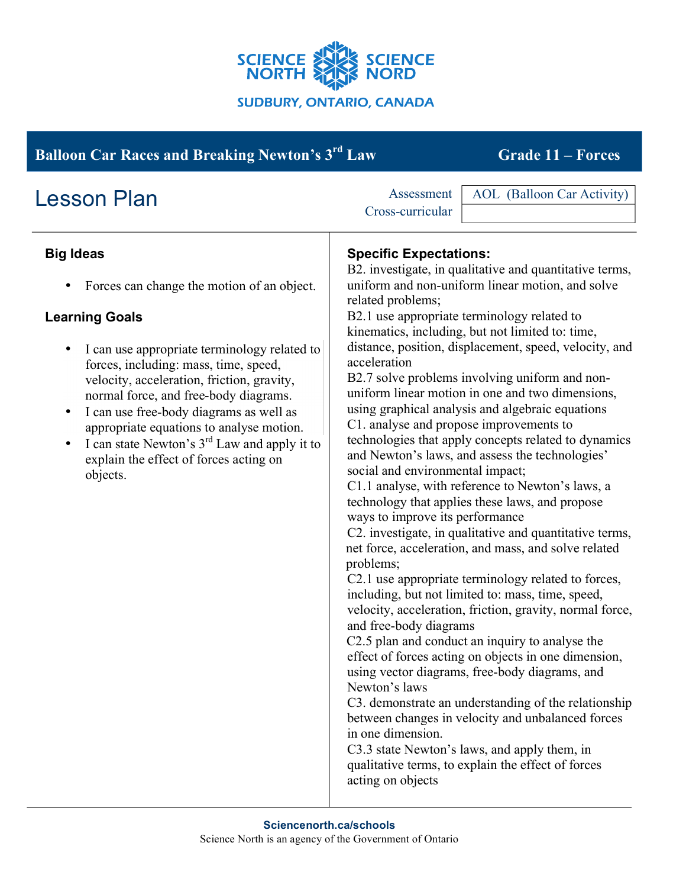SCIENCE NORTH SCIENCE NORD

SUDBURY, ONTARIO, CANADA

# Balloon Car Races and Breaking Newton's 3rd Law — Grade 11 – Forces

## Lesson Plan

| Assessment | AOL (Balloon Car Activity) |
|---|---|
| Cross-curricular | |

### Big Ideas

- Forces can change the motion of an object.

### Learning Goals

- I can use appropriate terminology related to forces, including: mass, time, speed, velocity, acceleration, friction, gravity, normal force, and free-body diagrams.
- I can use free-body diagrams as well as appropriate equations to analyse motion.
- I can state Newton's 3rd Law and apply it to explain the effect of forces acting on objects.

### Specific Expectations:

B2. investigate, in qualitative and quantitative terms, uniform and non-uniform linear motion, and solve related problems;

B2.1 use appropriate terminology related to kinematics, including, but not limited to: time, distance, position, displacement, speed, velocity, and acceleration

B2.7 solve problems involving uniform and non-uniform linear motion in one and two dimensions, using graphical analysis and algebraic equations

C1. analyse and propose improvements to technologies that apply concepts related to dynamics and Newton's laws, and assess the technologies' social and environmental impact;

C1.1 analyse, with reference to Newton's laws, a technology that applies these laws, and propose ways to improve its performance

C2. investigate, in qualitative and quantitative terms, net force, acceleration, and mass, and solve related problems;

C2.1 use appropriate terminology related to forces, including, but not limited to: mass, time, speed, velocity, acceleration, friction, gravity, normal force, and free-body diagrams

C2.5 plan and conduct an inquiry to analyse the effect of forces acting on objects in one dimension, using vector diagrams, free-body diagrams, and Newton's laws

C3. demonstrate an understanding of the relationship between changes in velocity and unbalanced forces in one dimension.

C3.3 state Newton's laws, and apply them, in qualitative terms, to explain the effect of forces acting on objects

Sciencenorth.ca/schools

Science North is an agency of the Government of Ontario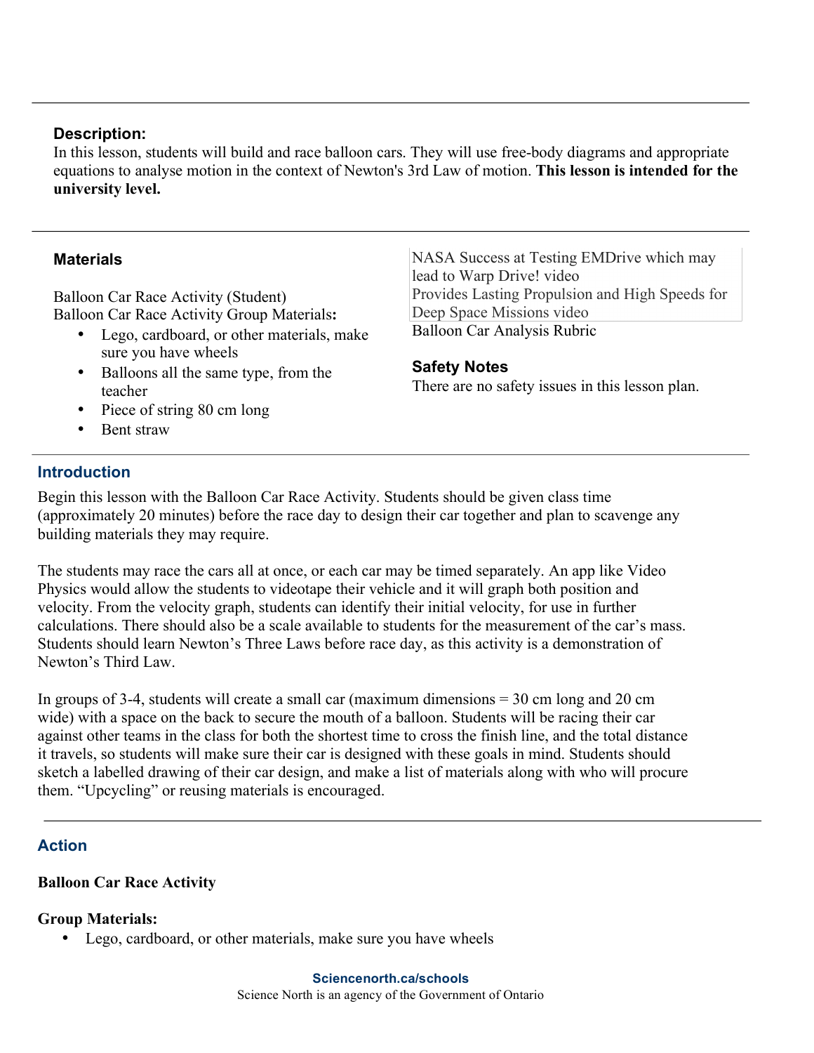### Description:

In this lesson, students will build and race balloon cars. They will use free-body diagrams and appropriate equations to analyse motion in the context of Newton's 3rd Law of motion. **This lesson is intended for the university level.**

### Materials

Balloon Car Race Activity (Student)
Balloon Car Race Activity Group Materials**:**

- Lego, cardboard, or other materials, make sure you have wheels
- Balloons all the same type, from the teacher
- Piece of string 80 cm long
- Bent straw

NASA Success at Testing EMDrive which may lead to Warp Drive! video
Provides Lasting Propulsion and High Speeds for Deep Space Missions video
Balloon Car Analysis Rubric

### Safety Notes

There are no safety issues in this lesson plan.

## Introduction

Begin this lesson with the Balloon Car Race Activity. Students should be given class time (approximately 20 minutes) before the race day to design their car together and plan to scavenge any building materials they may require.

The students may race the cars all at once, or each car may be timed separately. An app like Video Physics would allow the students to videotape their vehicle and it will graph both position and velocity. From the velocity graph, students can identify their initial velocity, for use in further calculations. There should also be a scale available to students for the measurement of the car's mass. Students should learn Newton's Three Laws before race day, as this activity is a demonstration of Newton's Third Law.

In groups of 3-4, students will create a small car (maximum dimensions = 30 cm long and 20 cm wide) with a space on the back to secure the mouth of a balloon. Students will be racing their car against other teams in the class for both the shortest time to cross the finish line, and the total distance it travels, so students will make sure their car is designed with these goals in mind. Students should sketch a labelled drawing of their car design, and make a list of materials along with who will procure them. "Upcycling" or reusing materials is encouraged.

## Action

**Balloon Car Race Activity**

**Group Materials:**

- Lego, cardboard, or other materials, make sure you have wheels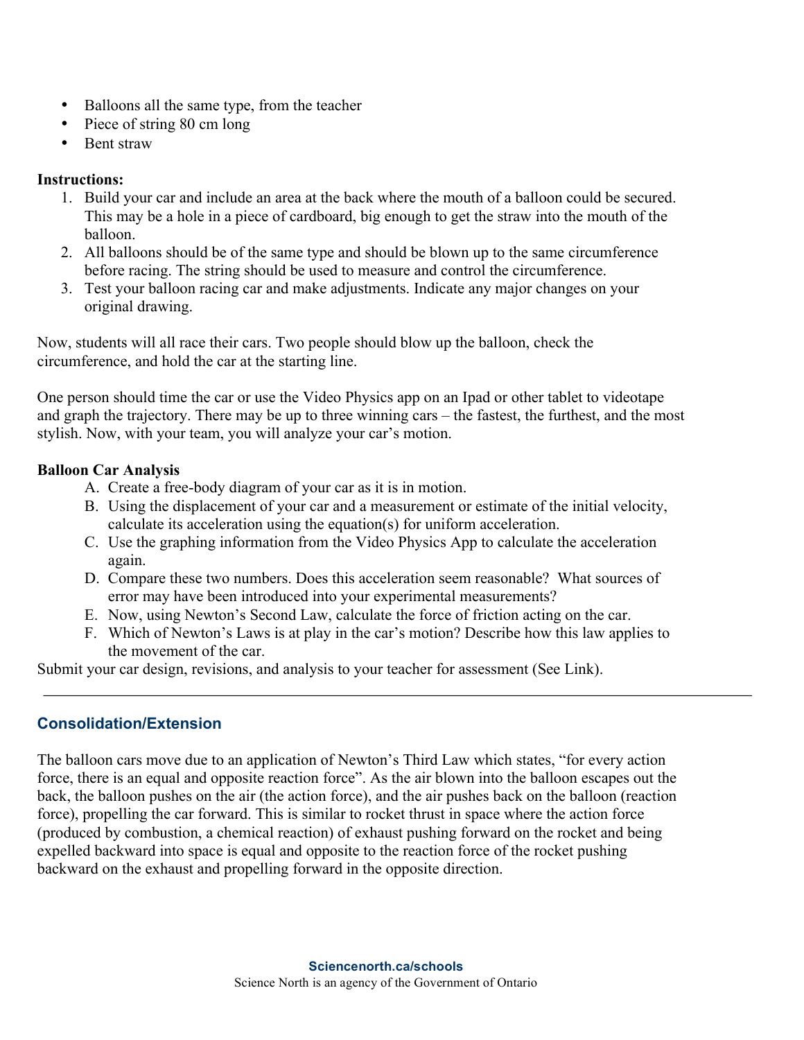- Balloons all the same type, from the teacher
- Piece of string 80 cm long
- Bent straw

**Instructions:**

1. Build your car and include an area at the back where the mouth of a balloon could be secured. This may be a hole in a piece of cardboard, big enough to get the straw into the mouth of the balloon.
2. All balloons should be of the same type and should be blown up to the same circumference before racing. The string should be used to measure and control the circumference.
3. Test your balloon racing car and make adjustments. Indicate any major changes on your original drawing.

Now, students will all race their cars. Two people should blow up the balloon, check the circumference, and hold the car at the starting line.

One person should time the car or use the Video Physics app on an Ipad or other tablet to videotape and graph the trajectory. There may be up to three winning cars – the fastest, the furthest, and the most stylish. Now, with your team, you will analyze your car's motion.

**Balloon Car Analysis**

A. Create a free-body diagram of your car as it is in motion.
B. Using the displacement of your car and a measurement or estimate of the initial velocity, calculate its acceleration using the equation(s) for uniform acceleration.
C. Use the graphing information from the Video Physics App to calculate the acceleration again.
D. Compare these two numbers. Does this acceleration seem reasonable? What sources of error may have been introduced into your experimental measurements?
E. Now, using Newton's Second Law, calculate the force of friction acting on the car.
F. Which of Newton's Laws is at play in the car's motion? Describe how this law applies to the movement of the car.

Submit your car design, revisions, and analysis to your teacher for assessment (See Link).

---

## Consolidation/Extension

The balloon cars move due to an application of Newton's Third Law which states, "for every action force, there is an equal and opposite reaction force". As the air blown into the balloon escapes out the back, the balloon pushes on the air (the action force), and the air pushes back on the balloon (reaction force), propelling the car forward. This is similar to rocket thrust in space where the action force (produced by combustion, a chemical reaction) of exhaust pushing forward on the rocket and being expelled backward into space is equal and opposite to the reaction force of the rocket pushing backward on the exhaust and propelling forward in the opposite direction.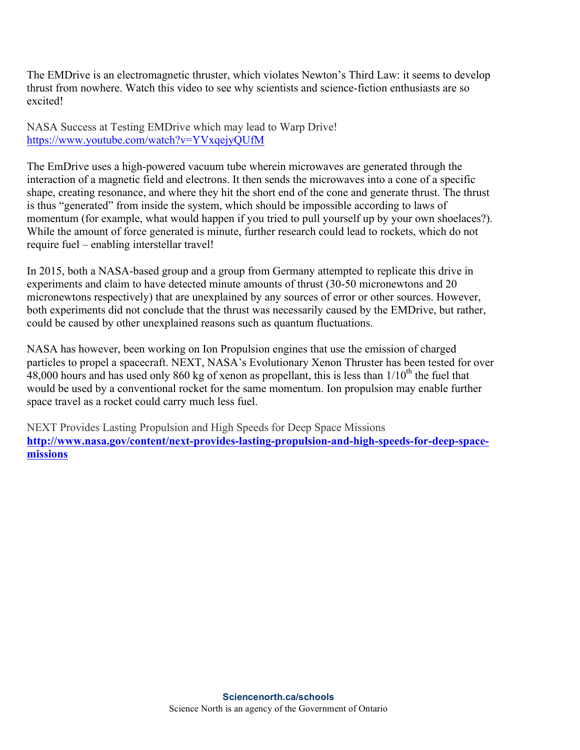The EMDrive is an electromagnetic thruster, which violates Newton's Third Law: it seems to develop thrust from nowhere. Watch this video to see why scientists and science-fiction enthusiasts are so excited!

NASA Success at Testing EMDrive which may lead to Warp Drive!
https://www.youtube.com/watch?v=YVxqejyQUfM

The EmDrive uses a high-powered vacuum tube wherein microwaves are generated through the interaction of a magnetic field and electrons. It then sends the microwaves into a cone of a specific shape, creating resonance, and where they hit the short end of the cone and generate thrust. The thrust is thus "generated" from inside the system, which should be impossible according to laws of momentum (for example, what would happen if you tried to pull yourself up by your own shoelaces?). While the amount of force generated is minute, further research could lead to rockets, which do not require fuel – enabling interstellar travel!

In 2015, both a NASA-based group and a group from Germany attempted to replicate this drive in experiments and claim to have detected minute amounts of thrust (30-50 micronewtons and 20 micronewtons respectively) that are unexplained by any sources of error or other sources. However, both experiments did not conclude that the thrust was necessarily caused by the EMDrive, but rather, could be caused by other unexplained reasons such as quantum fluctuations.

NASA has however, been working on Ion Propulsion engines that use the emission of charged particles to propel a spacecraft. NEXT, NASA's Evolutionary Xenon Thruster has been tested for over 48,000 hours and has used only 860 kg of xenon as propellant, this is less than $1/10^{th}$ the fuel that would be used by a conventional rocket for the same momentum. Ion propulsion may enable further space travel as a rocket could carry much less fuel.

NEXT Provides Lasting Propulsion and High Speeds for Deep Space Missions
**http://www.nasa.gov/content/next-provides-lasting-propulsion-and-high-speeds-for-deep-space-missions**